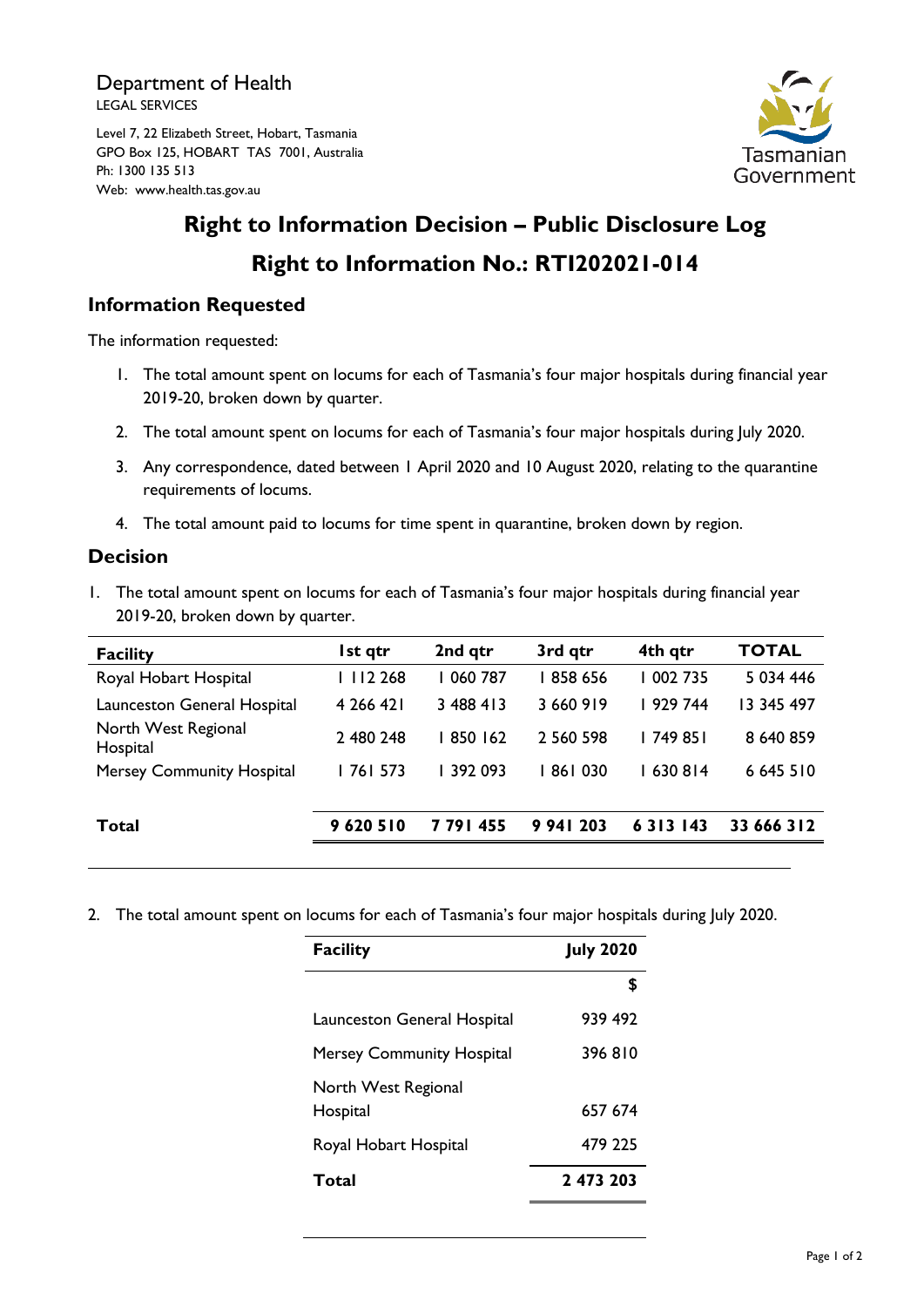Department of Health
LEGAL SERVICES

Level 7, 22 Elizabeth Street, Hobart, Tasmania
GPO Box 125, HOBART TAS 7001, Australia
Ph: 1300 135 513
Web: www.health.tas.gov.au

Tasmanian Government

# Right to Information Decision – Public Disclosure Log

# Right to Information No.: RTI202021-014

## Information Requested

The information requested:

1. The total amount spent on locums for each of Tasmania's four major hospitals during financial year 2019-20, broken down by quarter.
2. The total amount spent on locums for each of Tasmania's four major hospitals during July 2020.
3. Any correspondence, dated between 1 April 2020 and 10 August 2020, relating to the quarantine requirements of locums.
4. The total amount paid to locums for time spent in quarantine, broken down by region.

## Decision

1. The total amount spent on locums for each of Tasmania's four major hospitals during financial year 2019-20, broken down by quarter.

| Facility | 1st qtr | 2nd qtr | 3rd qtr | 4th qtr | TOTAL |
|---|---|---|---|---|---|
| Royal Hobart Hospital | 1 112 268 | 1 060 787 | 1 858 656 | 1 002 735 | 5 034 446 |
| Launceston General Hospital | 4 266 421 | 3 488 413 | 3 660 919 | 1 929 744 | 13 345 497 |
| North West Regional Hospital | 2 480 248 | 1 850 162 | 2 560 598 | 1 749 851 | 8 640 859 |
| Mersey Community Hospital | 1 761 573 | 1 392 093 | 1 861 030 | 1 630 814 | 6 645 510 |
| **Total** | **9 620 510** | **7 791 455** | **9 941 203** | **6 313 143** | **33 666 312** |

2. The total amount spent on locums for each of Tasmania's four major hospitals during July 2020.

| Facility | July 2020 |
|---|---|
| | $ |
| Launceston General Hospital | 939 492 |
| Mersey Community Hospital | 396 810 |
| North West Regional Hospital | 657 674 |
| Royal Hobart Hospital | 479 225 |
| **Total** | **2 473 203** |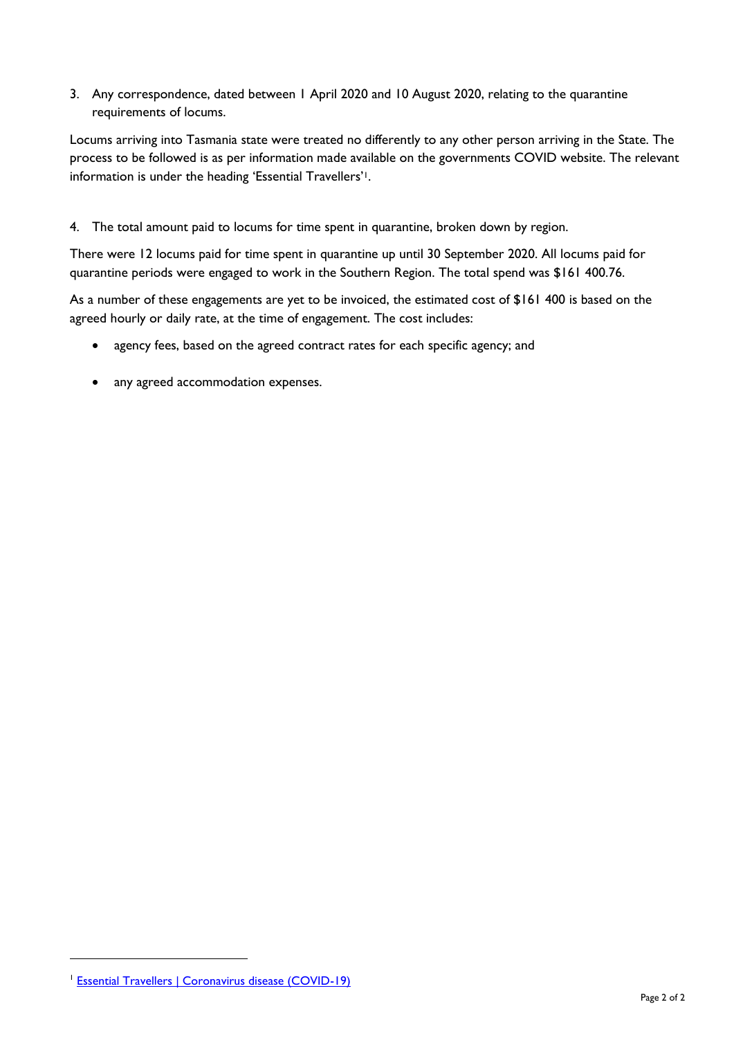3. Any correspondence, dated between 1 April 2020 and 10 August 2020, relating to the quarantine requirements of locums.

Locums arriving into Tasmania state were treated no differently to any other person arriving in the State. The process to be followed is as per information made available on the governments COVID website. The relevant information is under the heading 'Essential Travellers'[1].

4. The total amount paid to locums for time spent in quarantine, broken down by region.

There were 12 locums paid for time spent in quarantine up until 30 September 2020. All locums paid for quarantine periods were engaged to work in the Southern Region. The total spend was $161 400.76.

As a number of these engagements are yet to be invoiced, the estimated cost of $161 400 is based on the agreed hourly or daily rate, at the time of engagement. The cost includes:

- agency fees, based on the agreed contract rates for each specific agency; and
- any agreed accommodation expenses.

[1] Essential Travellers | Coronavirus disease (COVID-19)